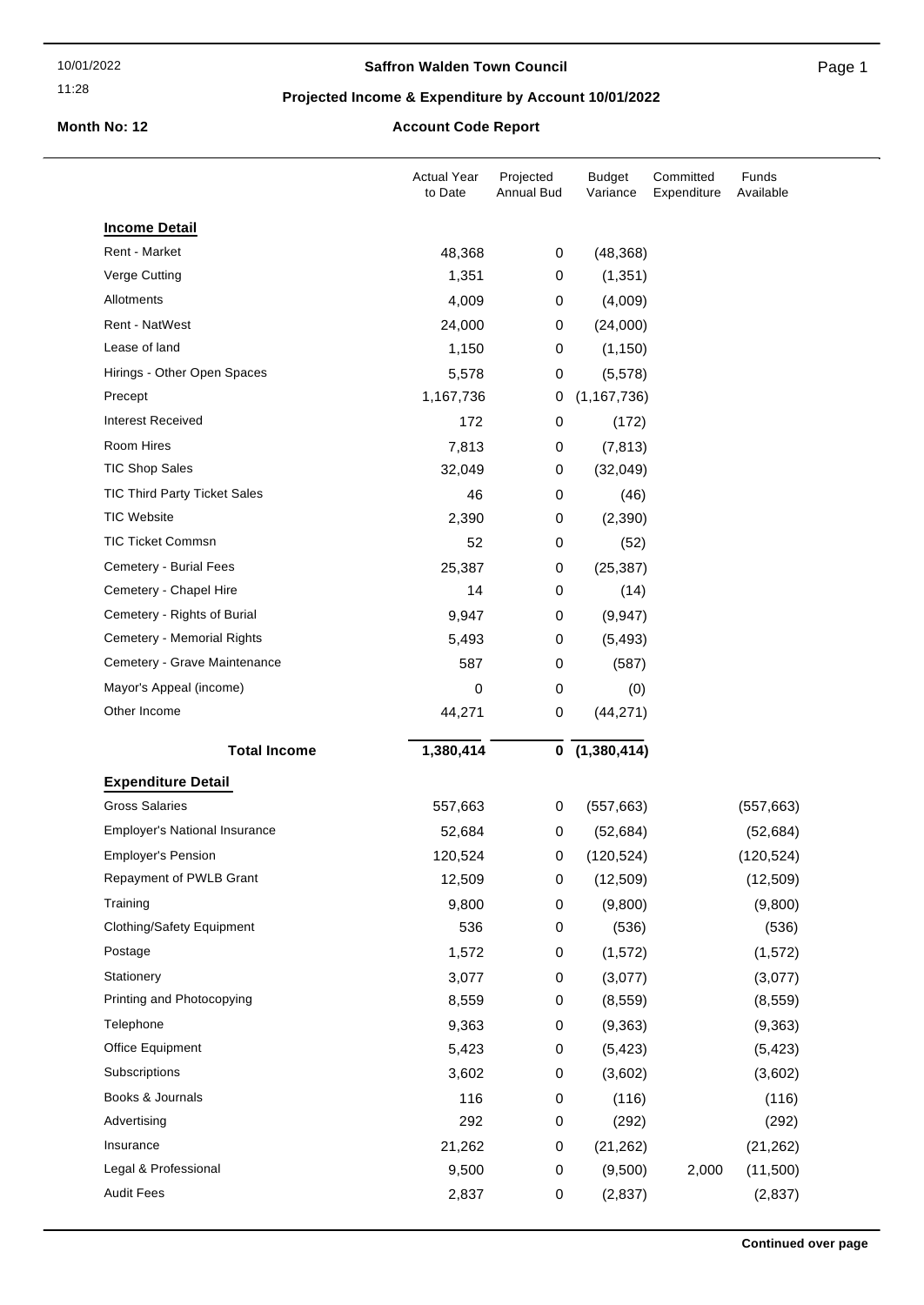10/01/2022
11:28

**Saffron Walden Town Council**

**Projected Income & Expenditure by Account 10/01/2022**

**Month No: 12**

**Account Code Report**

| | Actual Year to Date | Projected Annual Bud | Budget Variance | Committed Expenditure | Funds Available |
|---|---|---|---|---|---|
| **Income Detail** | | | | | |
| Rent - Market | 48,368 | 0 | (48,368) | | |
| Verge Cutting | 1,351 | 0 | (1,351) | | |
| Allotments | 4,009 | 0 | (4,009) | | |
| Rent - NatWest | 24,000 | 0 | (24,000) | | |
| Lease of land | 1,150 | 0 | (1,150) | | |
| Hirings - Other Open Spaces | 5,578 | 0 | (5,578) | | |
| Precept | 1,167,736 | 0 | (1,167,736) | | |
| Interest Received | 172 | 0 | (172) | | |
| Room Hires | 7,813 | 0 | (7,813) | | |
| TIC Shop Sales | 32,049 | 0 | (32,049) | | |
| TIC Third Party Ticket Sales | 46 | 0 | (46) | | |
| TIC Website | 2,390 | 0 | (2,390) | | |
| TIC Ticket Commsn | 52 | 0 | (52) | | |
| Cemetery - Burial Fees | 25,387 | 0 | (25,387) | | |
| Cemetery - Chapel Hire | 14 | 0 | (14) | | |
| Cemetery - Rights of Burial | 9,947 | 0 | (9,947) | | |
| Cemetery - Memorial Rights | 5,493 | 0 | (5,493) | | |
| Cemetery - Grave Maintenance | 587 | 0 | (587) | | |
| Mayor's Appeal (income) | 0 | 0 | (0) | | |
| Other Income | 44,271 | 0 | (44,271) | | |
| **Total Income** | **1,380,414** | **0** | **(1,380,414)** | | |
| **Expenditure Detail** | | | | | |
| Gross Salaries | 557,663 | 0 | (557,663) | | (557,663) |
| Employer's National Insurance | 52,684 | 0 | (52,684) | | (52,684) |
| Employer's Pension | 120,524 | 0 | (120,524) | | (120,524) |
| Repayment of PWLB Grant | 12,509 | 0 | (12,509) | | (12,509) |
| Training | 9,800 | 0 | (9,800) | | (9,800) |
| Clothing/Safety Equipment | 536 | 0 | (536) | | (536) |
| Postage | 1,572 | 0 | (1,572) | | (1,572) |
| Stationery | 3,077 | 0 | (3,077) | | (3,077) |
| Printing and Photocopying | 8,559 | 0 | (8,559) | | (8,559) |
| Telephone | 9,363 | 0 | (9,363) | | (9,363) |
| Office Equipment | 5,423 | 0 | (5,423) | | (5,423) |
| Subscriptions | 3,602 | 0 | (3,602) | | (3,602) |
| Books & Journals | 116 | 0 | (116) | | (116) |
| Advertising | 292 | 0 | (292) | | (292) |
| Insurance | 21,262 | 0 | (21,262) | | (21,262) |
| Legal & Professional | 9,500 | 0 | (9,500) | 2,000 | (11,500) |
| Audit Fees | 2,837 | 0 | (2,837) | | (2,837) |

**Continued over page**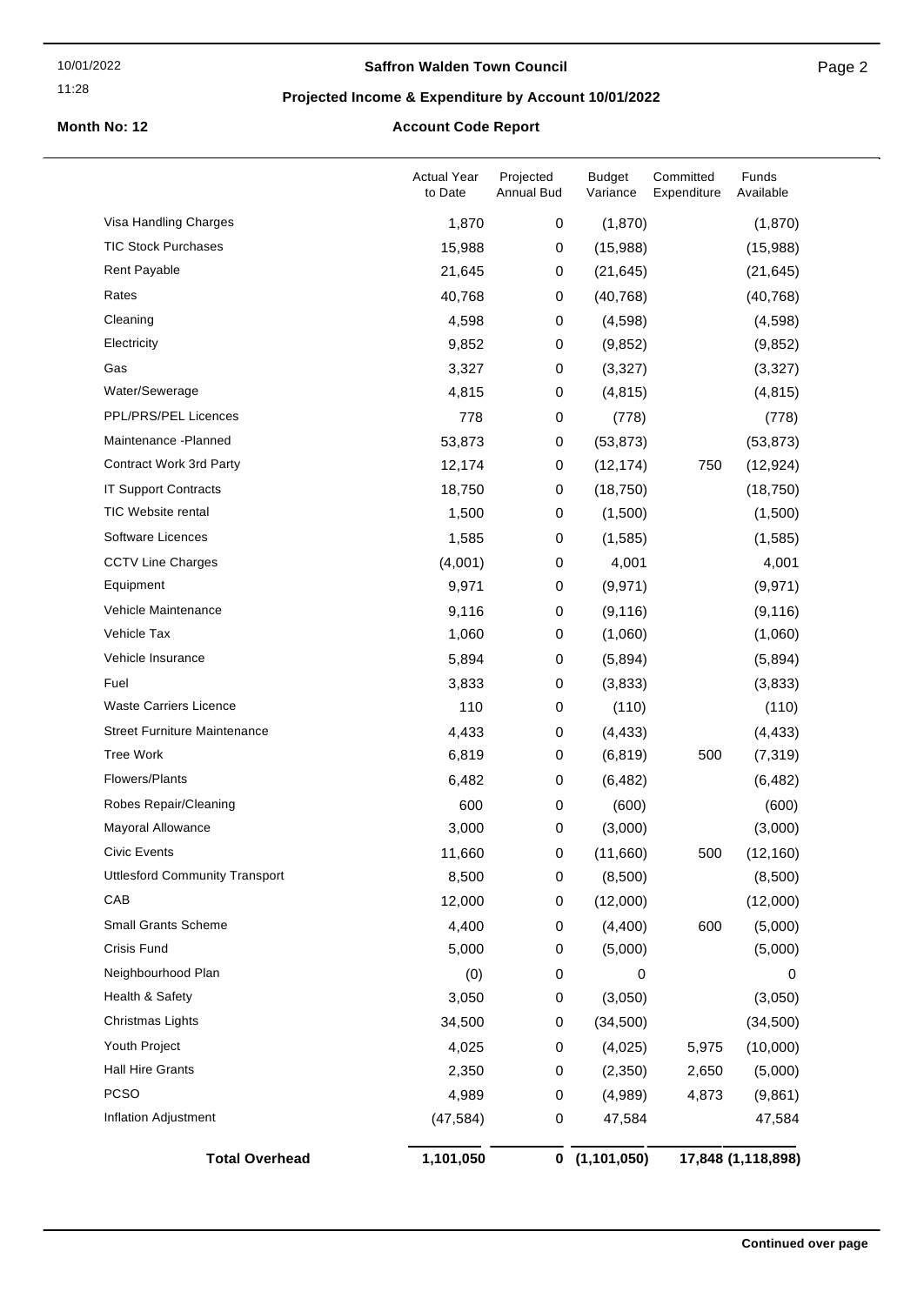**Saffron Walden Town Council**

**Projected Income & Expenditure by Account 10/01/2022**

**Month No: 12**

**Account Code Report**

| | Actual Year to Date | Projected Annual Bud | Budget Variance | Committed Expenditure | Funds Available |
|---|---|---|---|---|---|
| Visa Handling Charges | 1,870 | 0 | (1,870) | | (1,870) |
| TIC Stock Purchases | 15,988 | 0 | (15,988) | | (15,988) |
| Rent Payable | 21,645 | 0 | (21,645) | | (21,645) |
| Rates | 40,768 | 0 | (40,768) | | (40,768) |
| Cleaning | 4,598 | 0 | (4,598) | | (4,598) |
| Electricity | 9,852 | 0 | (9,852) | | (9,852) |
| Gas | 3,327 | 0 | (3,327) | | (3,327) |
| Water/Sewerage | 4,815 | 0 | (4,815) | | (4,815) |
| PPL/PRS/PEL Licences | 778 | 0 | (778) | | (778) |
| Maintenance -Planned | 53,873 | 0 | (53,873) | | (53,873) |
| Contract Work 3rd Party | 12,174 | 0 | (12,174) | 750 | (12,924) |
| IT Support Contracts | 18,750 | 0 | (18,750) | | (18,750) |
| TIC Website rental | 1,500 | 0 | (1,500) | | (1,500) |
| Software Licences | 1,585 | 0 | (1,585) | | (1,585) |
| CCTV Line Charges | (4,001) | 0 | 4,001 | | 4,001 |
| Equipment | 9,971 | 0 | (9,971) | | (9,971) |
| Vehicle Maintenance | 9,116 | 0 | (9,116) | | (9,116) |
| Vehicle Tax | 1,060 | 0 | (1,060) | | (1,060) |
| Vehicle Insurance | 5,894 | 0 | (5,894) | | (5,894) |
| Fuel | 3,833 | 0 | (3,833) | | (3,833) |
| Waste Carriers Licence | 110 | 0 | (110) | | (110) |
| Street Furniture Maintenance | 4,433 | 0 | (4,433) | | (4,433) |
| Tree Work | 6,819 | 0 | (6,819) | 500 | (7,319) |
| Flowers/Plants | 6,482 | 0 | (6,482) | | (6,482) |
| Robes Repair/Cleaning | 600 | 0 | (600) | | (600) |
| Mayoral Allowance | 3,000 | 0 | (3,000) | | (3,000) |
| Civic Events | 11,660 | 0 | (11,660) | 500 | (12,160) |
| Uttlesford Community Transport | 8,500 | 0 | (8,500) | | (8,500) |
| CAB | 12,000 | 0 | (12,000) | | (12,000) |
| Small Grants Scheme | 4,400 | 0 | (4,400) | 600 | (5,000) |
| Crisis Fund | 5,000 | 0 | (5,000) | | (5,000) |
| Neighbourhood Plan | (0) | 0 | 0 | | 0 |
| Health & Safety | 3,050 | 0 | (3,050) | | (3,050) |
| Christmas Lights | 34,500 | 0 | (34,500) | | (34,500) |
| Youth Project | 4,025 | 0 | (4,025) | 5,975 | (10,000) |
| Hall Hire Grants | 2,350 | 0 | (2,350) | 2,650 | (5,000) |
| PCSO | 4,989 | 0 | (4,989) | 4,873 | (9,861) |
| Inflation Adjustment | (47,584) | 0 | 47,584 | | 47,584 |
| **Total Overhead** | **1,101,050** | **0** | **(1,101,050)** | **17,848** | **(1,118,898)** |

**Continued over page**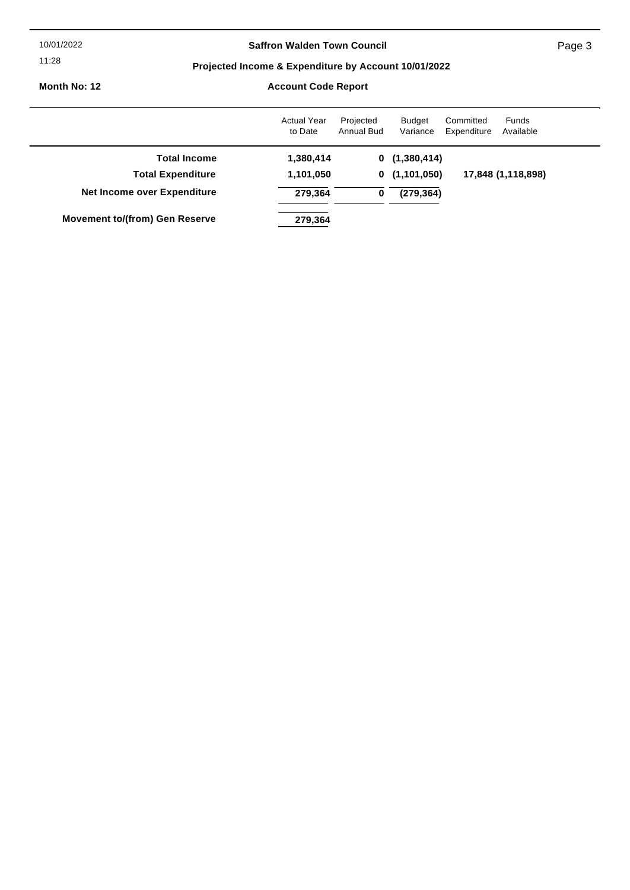10/01/2022

11:28

**Saffron Walden Town Council**

**Projected Income & Expenditure by Account 10/01/2022**

**Month No: 12**

**Account Code Report**

| | Actual Year to Date | Projected Annual Bud | Budget Variance | Committed Expenditure | Funds Available |
|---|---|---|---|---|---|
| **Total Income** | **1,380,414** | **0** | **(1,380,414)** | | |
| **Total Expenditure** | **1,101,050** | **0** | **(1,101,050)** | **17,848** | **(1,118,898)** |
| **Net Income over Expenditure** | **279,364** | **0** | **(279,364)** | | |
| **Movement to/(from) Gen Reserve** | **279,364** | | | | |